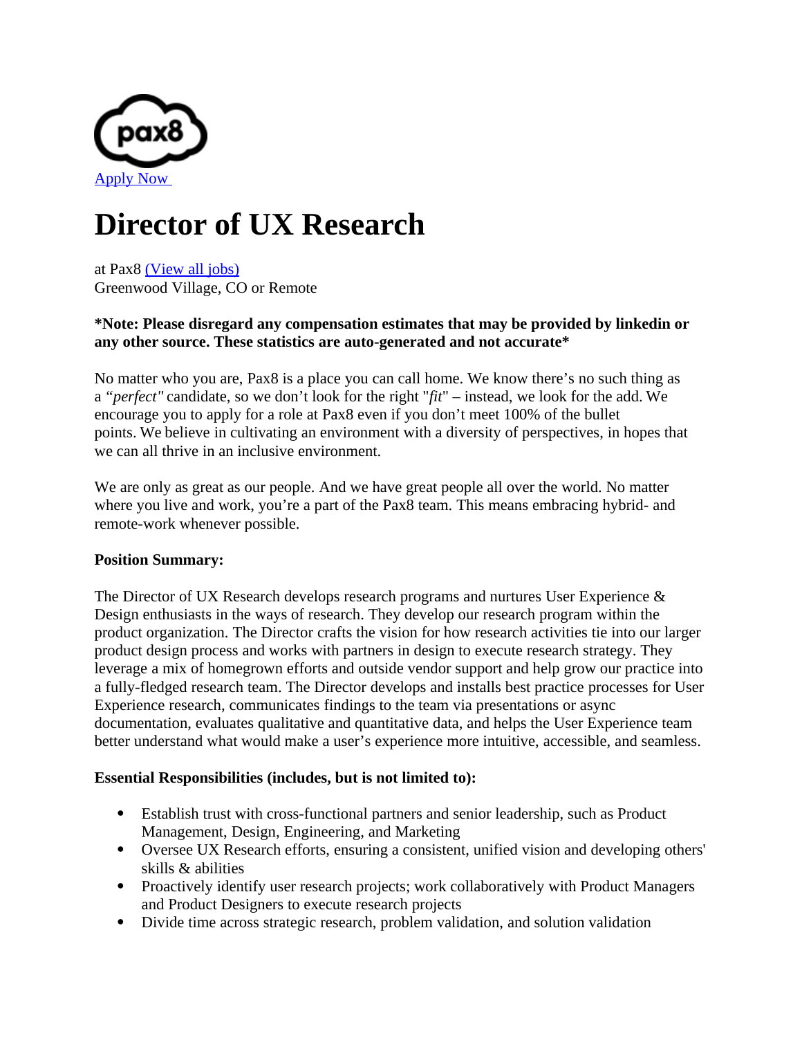Apply Now

# Director of UX Research

at Pax8 (View all jobs)
Greenwood Village, CO or Remote

**\*Note: Please disregard any compensation estimates that may be provided by linkedin or any other source. These statistics are auto-generated and not accurate\***

No matter who you are, Pax8 is a place you can call home. We know there's no such thing as a *"perfect"* candidate, so we don't look for the right "*fit*" – instead, we look for the add. We encourage you to apply for a role at Pax8 even if you don't meet 100% of the bullet points. We believe in cultivating an environment with a diversity of perspectives, in hopes that we can all thrive in an inclusive environment.

We are only as great as our people. And we have great people all over the world. No matter where you live and work, you're a part of the Pax8 team. This means embracing hybrid- and remote-work whenever possible.

**Position Summary:**

The Director of UX Research develops research programs and nurtures User Experience & Design enthusiasts in the ways of research. They develop our research program within the product organization. The Director crafts the vision for how research activities tie into our larger product design process and works with partners in design to execute research strategy. They leverage a mix of homegrown efforts and outside vendor support and help grow our practice into a fully-fledged research team. The Director develops and installs best practice processes for User Experience research, communicates findings to the team via presentations or async documentation, evaluates qualitative and quantitative data, and helps the User Experience team better understand what would make a user's experience more intuitive, accessible, and seamless.

**Essential Responsibilities (includes, but is not limited to):**

- Establish trust with cross-functional partners and senior leadership, such as Product Management, Design, Engineering, and Marketing
- Oversee UX Research efforts, ensuring a consistent, unified vision and developing others' skills & abilities
- Proactively identify user research projects; work collaboratively with Product Managers and Product Designers to execute research projects
- Divide time across strategic research, problem validation, and solution validation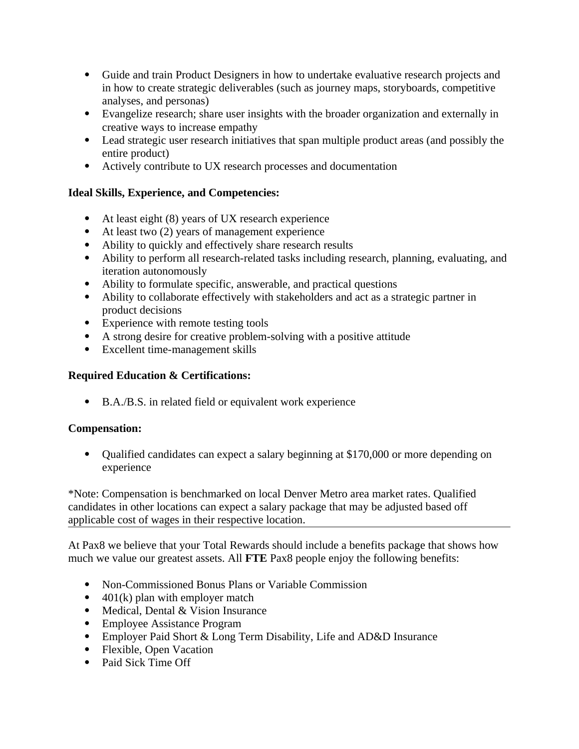- Guide and train Product Designers in how to undertake evaluative research projects and in how to create strategic deliverables (such as journey maps, storyboards, competitive analyses, and personas)
- Evangelize research; share user insights with the broader organization and externally in creative ways to increase empathy
- Lead strategic user research initiatives that span multiple product areas (and possibly the entire product)
- Actively contribute to UX research processes and documentation

**Ideal Skills, Experience, and Competencies:**

- At least eight (8) years of UX research experience
- At least two (2) years of management experience
- Ability to quickly and effectively share research results
- Ability to perform all research-related tasks including research, planning, evaluating, and iteration autonomously
- Ability to formulate specific, answerable, and practical questions
- Ability to collaborate effectively with stakeholders and act as a strategic partner in product decisions
- Experience with remote testing tools
- A strong desire for creative problem-solving with a positive attitude
- Excellent time-management skills

**Required Education & Certifications:**

- B.A./B.S. in related field or equivalent work experience

**Compensation:**

- Qualified candidates can expect a salary beginning at $170,000 or more depending on experience

*Note: Compensation is benchmarked on local Denver Metro area market rates. Qualified candidates in other locations can expect a salary package that may be adjusted based off applicable cost of wages in their respective location.

---

At Pax8 we believe that your Total Rewards should include a benefits package that shows how much we value our greatest assets. All **FTE** Pax8 people enjoy the following benefits:

- Non-Commissioned Bonus Plans or Variable Commission
- 401(k) plan with employer match
- Medical, Dental & Vision Insurance
- Employee Assistance Program
- Employer Paid Short & Long Term Disability, Life and AD&D Insurance
- Flexible, Open Vacation
- Paid Sick Time Off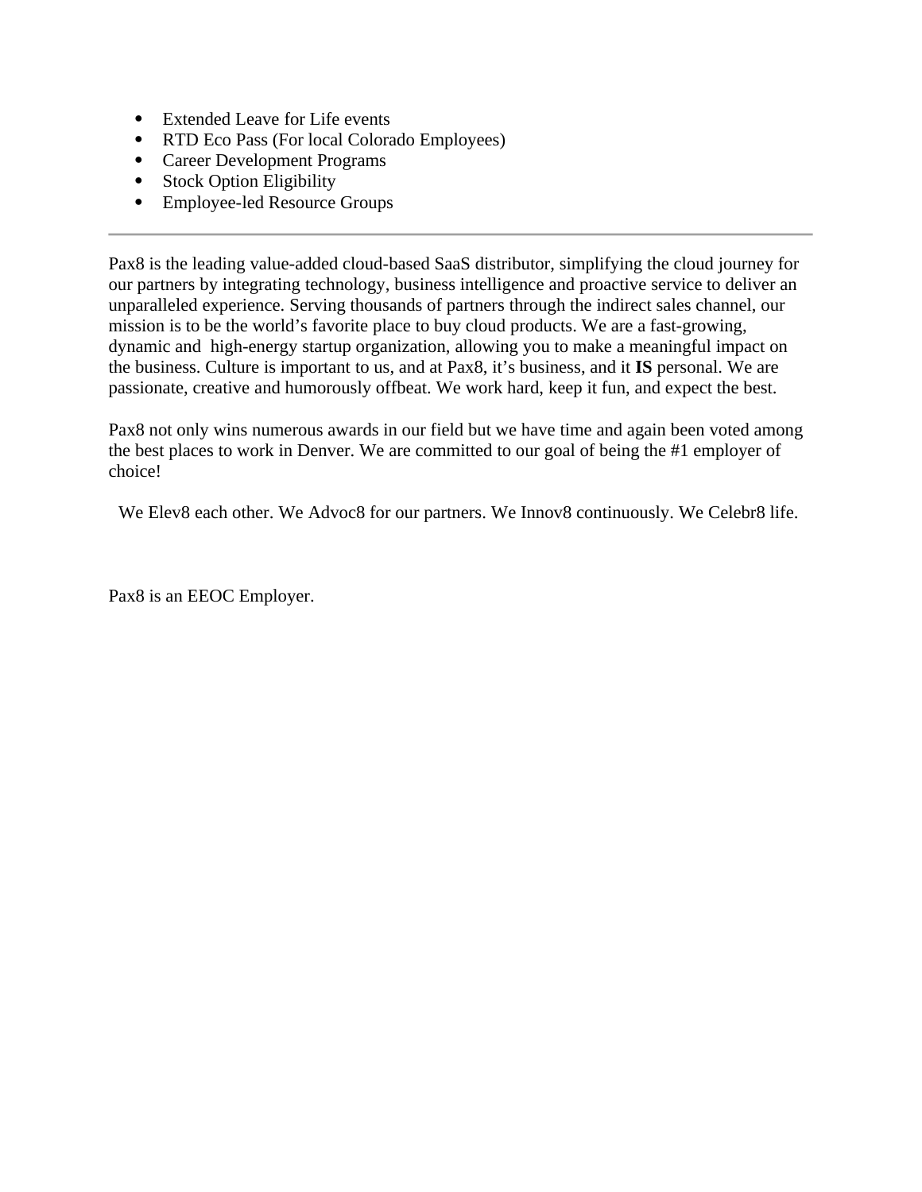- Extended Leave for Life events
- RTD Eco Pass (For local Colorado Employees)
- Career Development Programs
- Stock Option Eligibility
- Employee-led Resource Groups

---

Pax8 is the leading value-added cloud-based SaaS distributor, simplifying the cloud journey for our partners by integrating technology, business intelligence and proactive service to deliver an unparalleled experience. Serving thousands of partners through the indirect sales channel, our mission is to be the world's favorite place to buy cloud products. We are a fast-growing, dynamic and high-energy startup organization, allowing you to make a meaningful impact on the business. Culture is important to us, and at Pax8, it's business, and it **IS** personal. We are passionate, creative and humorously offbeat. We work hard, keep it fun, and expect the best.

Pax8 not only wins numerous awards in our field but we have time and again been voted among the best places to work in Denver. We are committed to our goal of being the #1 employer of choice!

We Elev8 each other. We Advoc8 for our partners. We Innov8 continuously. We Celebr8 life.

Pax8 is an EEOC Employer.